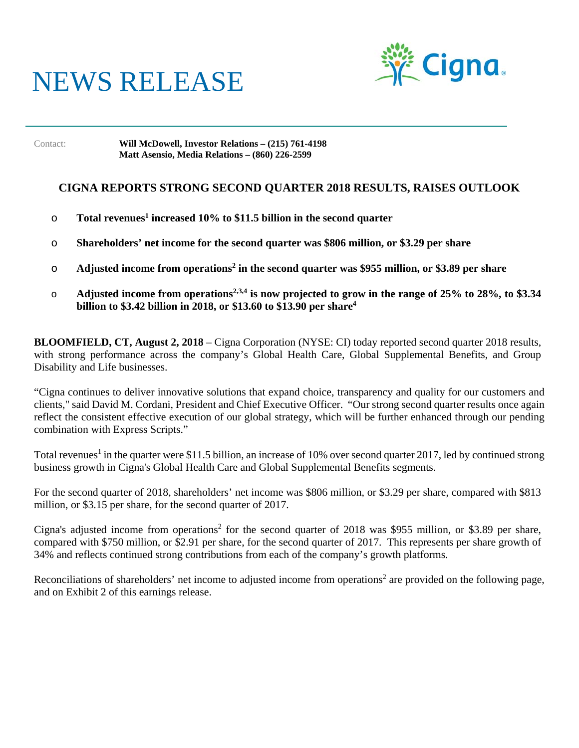# NEWS RELEASE

Contact: **Will McDowell, Investor Relations – (215) 761-4198**
**Matt Asensio, Media Relations – (860) 226-2599**

## CIGNA REPORTS STRONG SECOND QUARTER 2018 RESULTS, RAISES OUTLOOK

- **Total revenues[1] increased 10% to $11.5 billion in the second quarter**
- **Shareholders' net income for the second quarter was $806 million, or $3.29 per share**
- **Adjusted income from operations[2] in the second quarter was $955 million, or $3.89 per share**
- **Adjusted income from operations[2,3,4] is now projected to grow in the range of 25% to 28%, to $3.34 billion to $3.42 billion in 2018, or $13.60 to $13.90 per share[4]**

**BLOOMFIELD, CT, August 2, 2018** – Cigna Corporation (NYSE: CI) today reported second quarter 2018 results, with strong performance across the company's Global Health Care, Global Supplemental Benefits, and Group Disability and Life businesses.

"Cigna continues to deliver innovative solutions that expand choice, transparency and quality for our customers and clients," said David M. Cordani, President and Chief Executive Officer. "Our strong second quarter results once again reflect the consistent effective execution of our global strategy, which will be further enhanced through our pending combination with Express Scripts."

Total revenues[1] in the quarter were $11.5 billion, an increase of 10% over second quarter 2017, led by continued strong business growth in Cigna's Global Health Care and Global Supplemental Benefits segments.

For the second quarter of 2018, shareholders' net income was $806 million, or $3.29 per share, compared with $813 million, or $3.15 per share, for the second quarter of 2017.

Cigna's adjusted income from operations[2] for the second quarter of 2018 was $955 million, or $3.89 per share, compared with $750 million, or $2.91 per share, for the second quarter of 2017. This represents per share growth of 34% and reflects continued strong contributions from each of the company's growth platforms.

Reconciliations of shareholders' net income to adjusted income from operations[2] are provided on the following page, and on Exhibit 2 of this earnings release.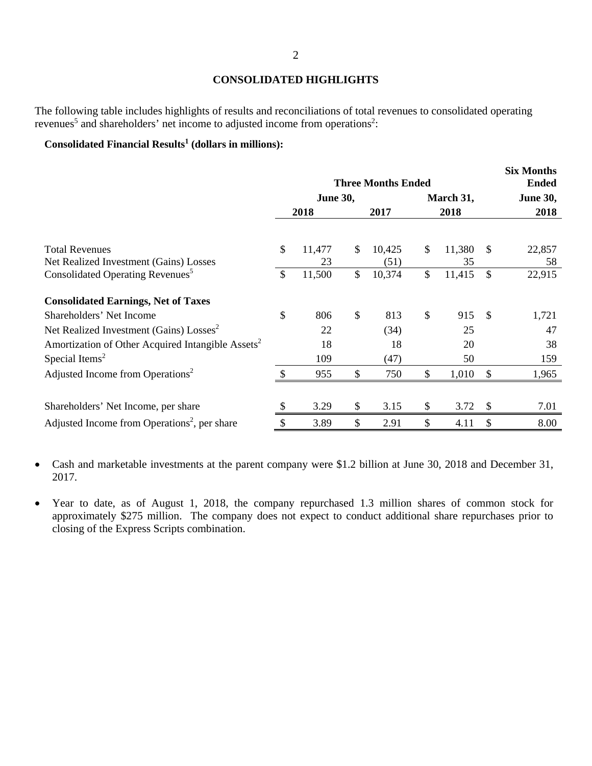## CONSOLIDATED HIGHLIGHTS

The following table includes highlights of results and reconciliations of total revenues to consolidated operating revenues[5] and shareholders' net income to adjusted income from operations[2]:

**Consolidated Financial Results[1] (dollars in millions):**

| | Three Months Ended | | | Six Months Ended |
|---|---|---|---|---|
| | June 30, | | March 31, | June 30, |
| | 2018 | 2017 | 2018 | 2018 |
| Total Revenues | $ 11,477 | $ 10,425 | $ 11,380 | $ 22,857 |
| Net Realized Investment (Gains) Losses | 23 | (51) | 35 | 58 |
| Consolidated Operating Revenues[5] | $ 11,500 | $ 10,374 | $ 11,415 | $ 22,915 |
| **Consolidated Earnings, Net of Taxes** | | | | |
| Shareholders' Net Income | $ 806 | $ 813 | $ 915 | $ 1,721 |
| Net Realized Investment (Gains) Losses[2] | 22 | (34) | 25 | 47 |
| Amortization of Other Acquired Intangible Assets[2] | 18 | 18 | 20 | 38 |
| Special Items[2] | 109 | (47) | 50 | 159 |
| Adjusted Income from Operations[2] | $ 955 | $ 750 | $ 1,010 | $ 1,965 |
| Shareholders' Net Income, per share | $ 3.29 | $ 3.15 | $ 3.72 | $ 7.01 |
| Adjusted Income from Operations[2], per share | $ 3.89 | $ 2.91 | $ 4.11 | $ 8.00 |

- Cash and marketable investments at the parent company were $1.2 billion at June 30, 2018 and December 31, 2017.
- Year to date, as of August 1, 2018, the company repurchased 1.3 million shares of common stock for approximately $275 million. The company does not expect to conduct additional share repurchases prior to closing of the Express Scripts combination.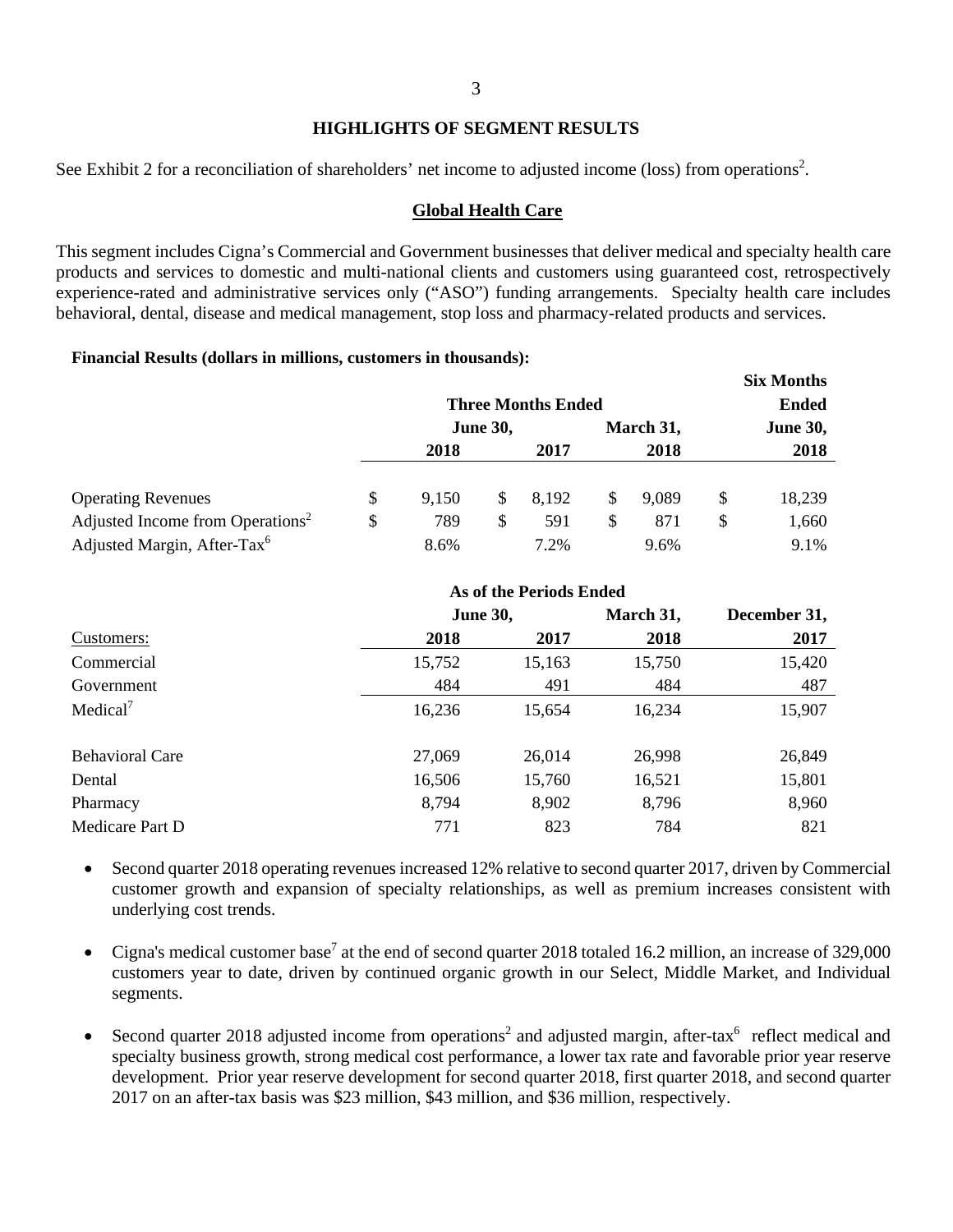## HIGHLIGHTS OF SEGMENT RESULTS

See Exhibit 2 for a reconciliation of shareholders' net income to adjusted income (loss) from operations[2].

### Global Health Care

This segment includes Cigna's Commercial and Government businesses that deliver medical and specialty health care products and services to domestic and multi-national clients and customers using guaranteed cost, retrospectively experience-rated and administrative services only ("ASO") funding arrangements. Specialty health care includes behavioral, dental, disease and medical management, stop loss and pharmacy-related products and services.

**Financial Results (dollars in millions, customers in thousands):**

| | Three Months Ended | | | Six Months Ended |
|---|---|---|---|---|
| | June 30, | | March 31, | June 30, |
| | 2018 | 2017 | 2018 | 2018 |
| Operating Revenues | $ 9,150 | $ 8,192 | $ 9,089 | $ 18,239 |
| Adjusted Income from Operations[2] | $ 789 | $ 591 | $ 871 | $ 1,660 |
| Adjusted Margin, After-Tax[6] | 8.6% | 7.2% | 9.6% | 9.1% |

| | As of the Periods Ended | | | |
|---|---|---|---|---|
| | June 30, | | March 31, | December 31, |
| Customers: | 2018 | 2017 | 2018 | 2017 |
| Commercial | 15,752 | 15,163 | 15,750 | 15,420 |
| Government | 484 | 491 | 484 | 487 |
| Medical[7] | 16,236 | 15,654 | 16,234 | 15,907 |
| Behavioral Care | 27,069 | 26,014 | 26,998 | 26,849 |
| Dental | 16,506 | 15,760 | 16,521 | 15,801 |
| Pharmacy | 8,794 | 8,902 | 8,796 | 8,960 |
| Medicare Part D | 771 | 823 | 784 | 821 |

- Second quarter 2018 operating revenues increased 12% relative to second quarter 2017, driven by Commercial customer growth and expansion of specialty relationships, as well as premium increases consistent with underlying cost trends.
- Cigna's medical customer base[7] at the end of second quarter 2018 totaled 16.2 million, an increase of 329,000 customers year to date, driven by continued organic growth in our Select, Middle Market, and Individual segments.
- Second quarter 2018 adjusted income from operations[2] and adjusted margin, after-tax[6] reflect medical and specialty business growth, strong medical cost performance, a lower tax rate and favorable prior year reserve development. Prior year reserve development for second quarter 2018, first quarter 2018, and second quarter 2017 on an after-tax basis was $23 million, $43 million, and $36 million, respectively.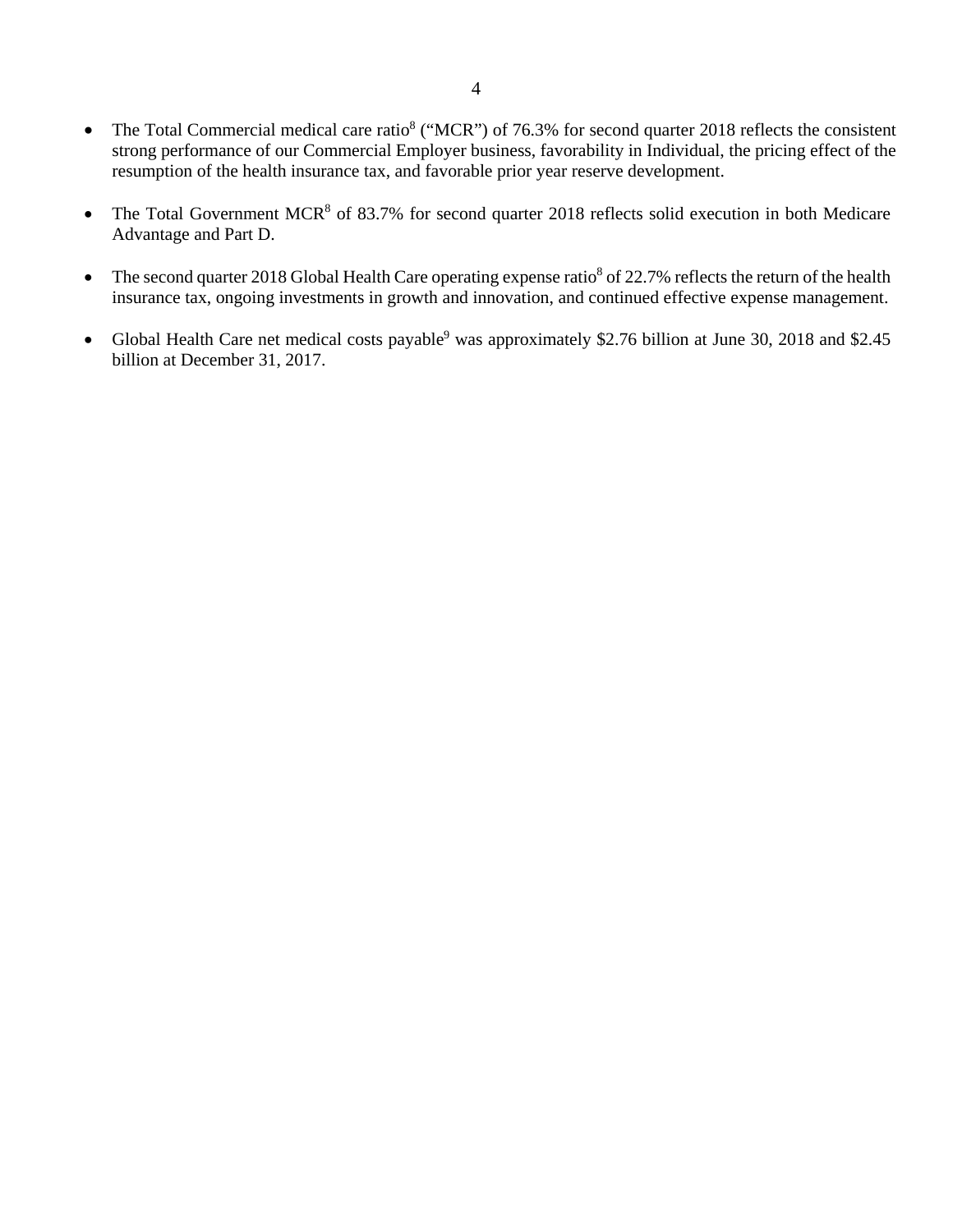- The Total Commercial medical care ratio[8] ("MCR") of 76.3% for second quarter 2018 reflects the consistent strong performance of our Commercial Employer business, favorability in Individual, the pricing effect of the resumption of the health insurance tax, and favorable prior year reserve development.

- The Total Government MCR[8] of 83.7% for second quarter 2018 reflects solid execution in both Medicare Advantage and Part D.

- The second quarter 2018 Global Health Care operating expense ratio[8] of 22.7% reflects the return of the health insurance tax, ongoing investments in growth and innovation, and continued effective expense management.

- Global Health Care net medical costs payable[9] was approximately $2.76 billion at June 30, 2018 and $2.45 billion at December 31, 2017.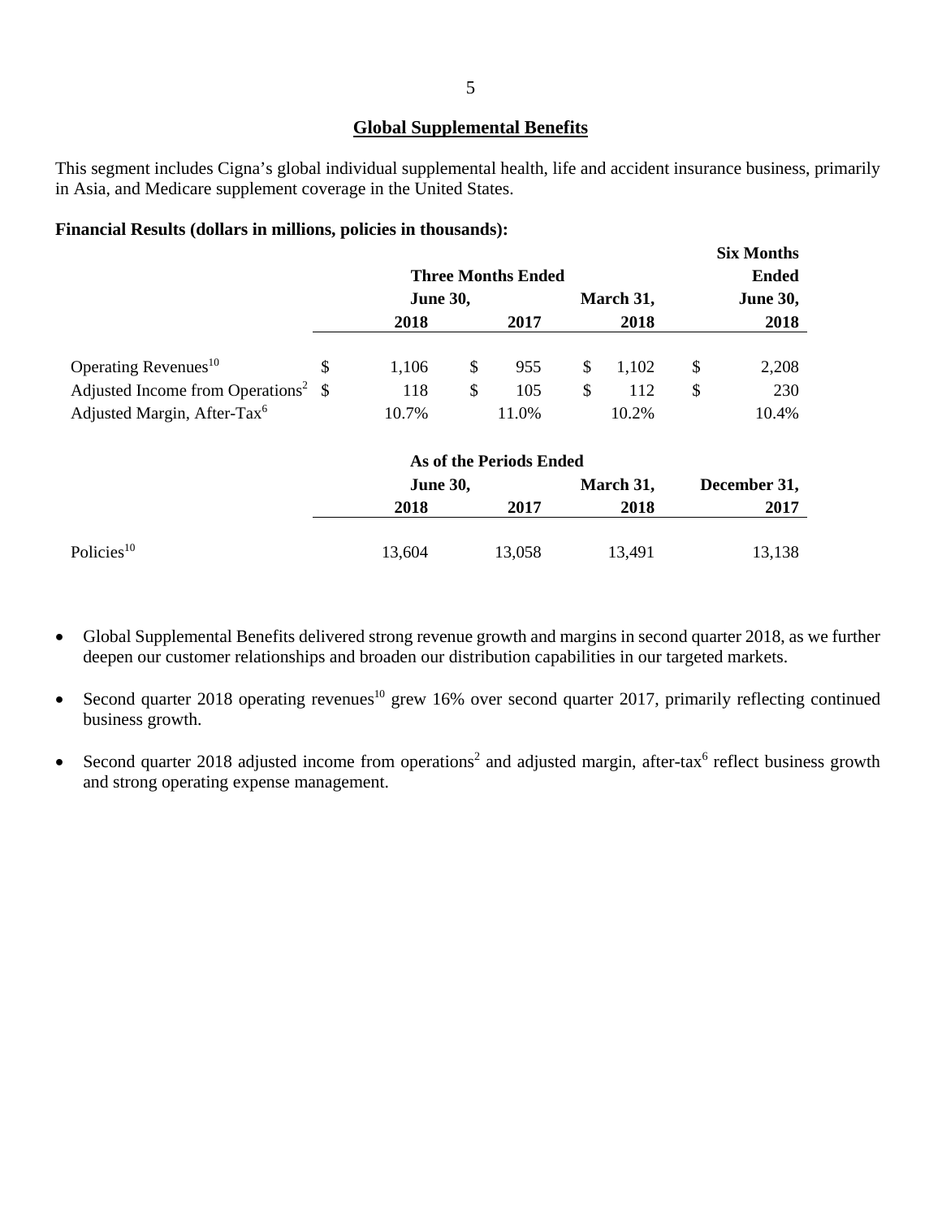## Global Supplemental Benefits

This segment includes Cigna's global individual supplemental health, life and accident insurance business, primarily in Asia, and Medicare supplement coverage in the United States.

**Financial Results (dollars in millions, policies in thousands):**

| | Three Months Ended | | | Six Months Ended |
|---|---|---|---|---|
| | June 30, | | March 31, | June 30, |
| | 2018 | 2017 | 2018 | 2018 |
| Operating Revenues[10] | $ 1,106 | $ 955 | $ 1,102 | $ 2,208 |
| Adjusted Income from Operations[2] | $ 118 | $ 105 | $ 112 | $ 230 |
| Adjusted Margin, After-Tax[6] | 10.7% | 11.0% | 10.2% | 10.4% |

| | As of the Periods Ended | | | |
|---|---|---|---|---|
| | June 30, | | March 31, | December 31, |
| | 2018 | 2017 | 2018 | 2017 |
| Policies[10] | 13,604 | 13,058 | 13,491 | 13,138 |

- Global Supplemental Benefits delivered strong revenue growth and margins in second quarter 2018, as we further deepen our customer relationships and broaden our distribution capabilities in our targeted markets.
- Second quarter 2018 operating revenues[10] grew 16% over second quarter 2017, primarily reflecting continued business growth.
- Second quarter 2018 adjusted income from operations[2] and adjusted margin, after-tax[6] reflect business growth and strong operating expense management.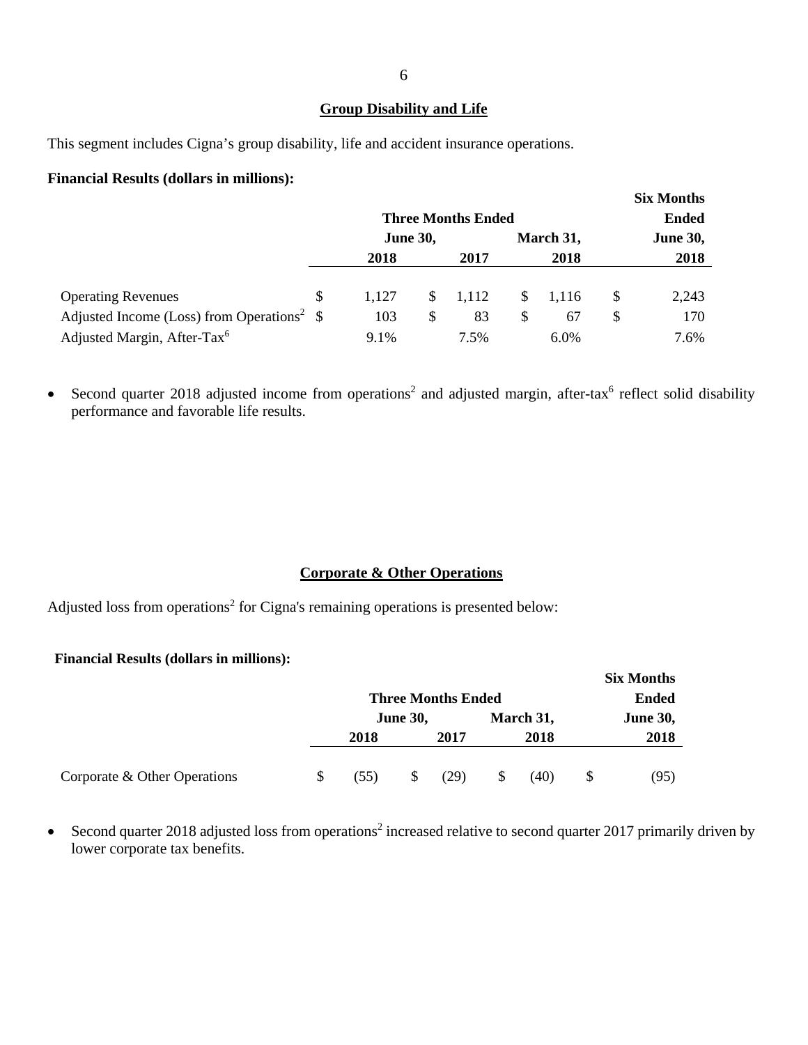## Group Disability and Life

This segment includes Cigna's group disability, life and accident insurance operations.

**Financial Results (dollars in millions):**

| | Three Months Ended | | | Six Months Ended |
|---|---|---|---|---|
| | June 30, | | March 31, | June 30, |
| | 2018 | 2017 | 2018 | 2018 |
| Operating Revenues | $ 1,127 | $ 1,112 | $ 1,116 | $ 2,243 |
| Adjusted Income (Loss) from Operations[2] | $ 103 | $ 83 | $ 67 | $ 170 |
| Adjusted Margin, After-Tax[6] | 9.1% | 7.5% | 6.0% | 7.6% |

- Second quarter 2018 adjusted income from operations[2] and adjusted margin, after-tax[6] reflect solid disability performance and favorable life results.

## Corporate & Other Operations

Adjusted loss from operations[2] for Cigna's remaining operations is presented below:

**Financial Results (dollars in millions):**

| | Three Months Ended | | | Six Months Ended |
|---|---|---|---|---|
| | June 30, | | March 31, | June 30, |
| | 2018 | 2017 | 2018 | 2018 |
| Corporate & Other Operations | $ (55) | $ (29) | $ (40) | $ (95) |

- Second quarter 2018 adjusted loss from operations[2] increased relative to second quarter 2017 primarily driven by lower corporate tax benefits.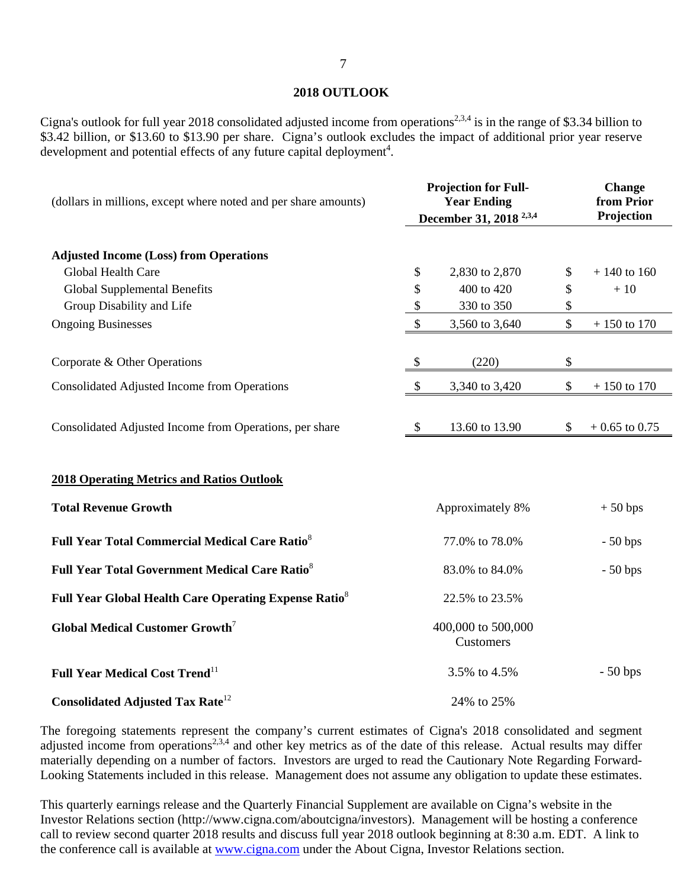## 2018 OUTLOOK

Cigna's outlook for full year 2018 consolidated adjusted income from operations[2,3,4] is in the range of \$3.34 billion to \$3.42 billion, or \$13.60 to \$13.90 per share. Cigna's outlook excludes the impact of additional prior year reserve development and potential effects of any future capital deployment[4].

| (dollars in millions, except where noted and per share amounts) | Projection for Full-Year Ending December 31, 2018 [2,3,4] | Change from Prior Projection |
|---|---|---|
| **Adjusted Income (Loss) from Operations** | | |
| Global Health Care | \$ 2,830 to 2,870 | \$ + 140 to 160 |
| Global Supplemental Benefits | \$ 400 to 420 | \$ + 10 |
| Group Disability and Life | \$ 330 to 350 | \$ |
| Ongoing Businesses | \$ 3,560 to 3,640 | \$ + 150 to 170 |
| Corporate & Other Operations | \$ (220) | \$ |
| Consolidated Adjusted Income from Operations | \$ 3,340 to 3,420 | \$ + 150 to 170 |
| Consolidated Adjusted Income from Operations, per share | \$ 13.60 to 13.90 | \$ + 0.65 to 0.75 |

**2018 Operating Metrics and Ratios Outlook**

| | | |
|---|---|---|
| **Total Revenue Growth** | Approximately 8% | + 50 bps |
| **Full Year Total Commercial Medical Care Ratio**[8] | 77.0% to 78.0% | - 50 bps |
| **Full Year Total Government Medical Care Ratio**[8] | 83.0% to 84.0% | - 50 bps |
| **Full Year Global Health Care Operating Expense Ratio**[8] | 22.5% to 23.5% | |
| **Global Medical Customer Growth**[7] | 400,000 to 500,000 Customers | |
| **Full Year Medical Cost Trend**[11] | 3.5% to 4.5% | - 50 bps |
| **Consolidated Adjusted Tax Rate**[12] | 24% to 25% | |

The foregoing statements represent the company's current estimates of Cigna's 2018 consolidated and segment adjusted income from operations[2,3,4] and other key metrics as of the date of this release. Actual results may differ materially depending on a number of factors. Investors are urged to read the Cautionary Note Regarding Forward-Looking Statements included in this release. Management does not assume any obligation to update these estimates.

This quarterly earnings release and the Quarterly Financial Supplement are available on Cigna's website in the Investor Relations section (http://www.cigna.com/aboutcigna/investors). Management will be hosting a conference call to review second quarter 2018 results and discuss full year 2018 outlook beginning at 8:30 a.m. EDT. A link to the conference call is available at [www.cigna.com](http://www.cigna.com) under the About Cigna, Investor Relations section.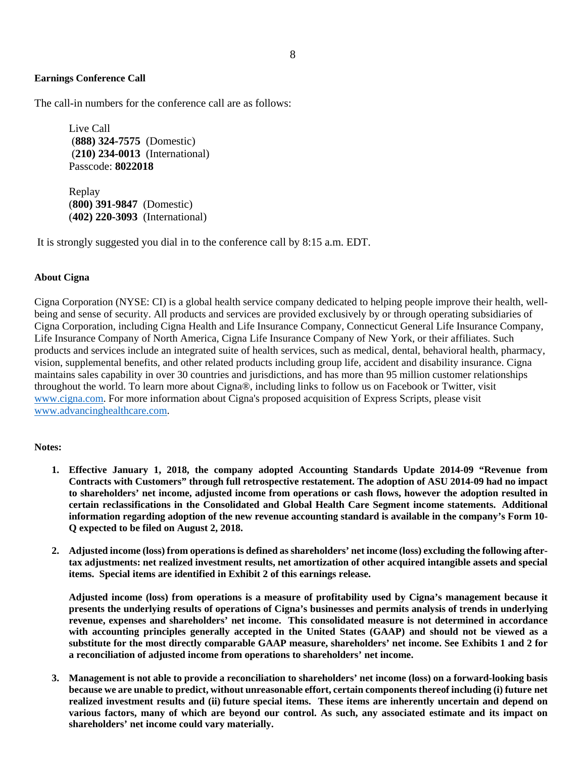**Earnings Conference Call**

The call-in numbers for the conference call are as follows:

Live Call
(**888) 324-7575** (Domestic)
(**210) 234-0013** (International)
Passcode: **8022018**

Replay
(**800) 391-9847** (Domestic)
(**402) 220-3093** (International)

It is strongly suggested you dial in to the conference call by 8:15 a.m. EDT.

**About Cigna**

Cigna Corporation (NYSE: CI) is a global health service company dedicated to helping people improve their health, well-being and sense of security. All products and services are provided exclusively by or through operating subsidiaries of Cigna Corporation, including Cigna Health and Life Insurance Company, Connecticut General Life Insurance Company, Life Insurance Company of North America, Cigna Life Insurance Company of New York, or their affiliates. Such products and services include an integrated suite of health services, such as medical, dental, behavioral health, pharmacy, vision, supplemental benefits, and other related products including group life, accident and disability insurance. Cigna maintains sales capability in over 30 countries and jurisdictions, and has more than 95 million customer relationships throughout the world. To learn more about Cigna®, including links to follow us on Facebook or Twitter, visit www.cigna.com. For more information about Cigna's proposed acquisition of Express Scripts, please visit www.advancinghealthcare.com.

**Notes:**

1. **Effective January 1, 2018, the company adopted Accounting Standards Update 2014-09 "Revenue from Contracts with Customers" through full retrospective restatement. The adoption of ASU 2014-09 had no impact to shareholders' net income, adjusted income from operations or cash flows, however the adoption resulted in certain reclassifications in the Consolidated and Global Health Care Segment income statements. Additional information regarding adoption of the new revenue accounting standard is available in the company's Form 10-Q expected to be filed on August 2, 2018.**

2. **Adjusted income (loss) from operations is defined as shareholders' net income (loss) excluding the following after-tax adjustments: net realized investment results, net amortization of other acquired intangible assets and special items. Special items are identified in Exhibit 2 of this earnings release.**

   **Adjusted income (loss) from operations is a measure of profitability used by Cigna's management because it presents the underlying results of operations of Cigna's businesses and permits analysis of trends in underlying revenue, expenses and shareholders' net income. This consolidated measure is not determined in accordance with accounting principles generally accepted in the United States (GAAP) and should not be viewed as a substitute for the most directly comparable GAAP measure, shareholders' net income. See Exhibits 1 and 2 for a reconciliation of adjusted income from operations to shareholders' net income.**

3. **Management is not able to provide a reconciliation to shareholders' net income (loss) on a forward-looking basis because we are unable to predict, without unreasonable effort, certain components thereof including (i) future net realized investment results and (ii) future special items. These items are inherently uncertain and depend on various factors, many of which are beyond our control. As such, any associated estimate and its impact on shareholders' net income could vary materially.**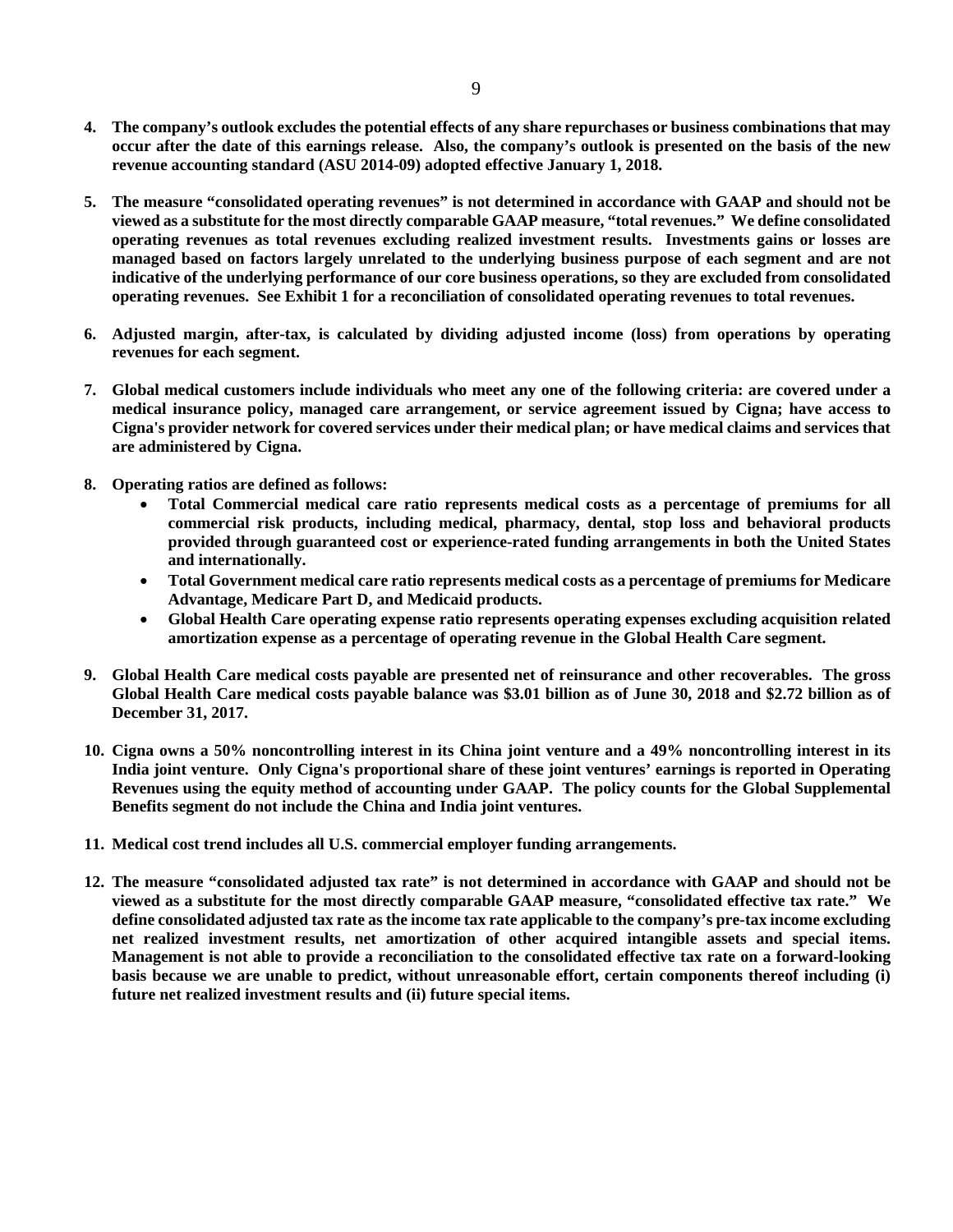4. **The company's outlook excludes the potential effects of any share repurchases or business combinations that may occur after the date of this earnings release. Also, the company's outlook is presented on the basis of the new revenue accounting standard (ASU 2014-09) adopted effective January 1, 2018.**

5. **The measure "consolidated operating revenues" is not determined in accordance with GAAP and should not be viewed as a substitute for the most directly comparable GAAP measure, "total revenues." We define consolidated operating revenues as total revenues excluding realized investment results. Investments gains or losses are managed based on factors largely unrelated to the underlying business purpose of each segment and are not indicative of the underlying performance of our core business operations, so they are excluded from consolidated operating revenues. See Exhibit 1 for a reconciliation of consolidated operating revenues to total revenues.**

6. **Adjusted margin, after-tax, is calculated by dividing adjusted income (loss) from operations by operating revenues for each segment.**

7. **Global medical customers include individuals who meet any one of the following criteria: are covered under a medical insurance policy, managed care arrangement, or service agreement issued by Cigna; have access to Cigna's provider network for covered services under their medical plan; or have medical claims and services that are administered by Cigna.**

8. **Operating ratios are defined as follows:**
   - **Total Commercial medical care ratio represents medical costs as a percentage of premiums for all commercial risk products, including medical, pharmacy, dental, stop loss and behavioral products provided through guaranteed cost or experience-rated funding arrangements in both the United States and internationally.**
   - **Total Government medical care ratio represents medical costs as a percentage of premiums for Medicare Advantage, Medicare Part D, and Medicaid products.**
   - **Global Health Care operating expense ratio represents operating expenses excluding acquisition related amortization expense as a percentage of operating revenue in the Global Health Care segment.**

9. **Global Health Care medical costs payable are presented net of reinsurance and other recoverables. The gross Global Health Care medical costs payable balance was $3.01 billion as of June 30, 2018 and $2.72 billion as of December 31, 2017.**

10. **Cigna owns a 50% noncontrolling interest in its China joint venture and a 49% noncontrolling interest in its India joint venture. Only Cigna's proportional share of these joint ventures' earnings is reported in Operating Revenues using the equity method of accounting under GAAP. The policy counts for the Global Supplemental Benefits segment do not include the China and India joint ventures.**

11. **Medical cost trend includes all U.S. commercial employer funding arrangements.**

12. **The measure "consolidated adjusted tax rate" is not determined in accordance with GAAP and should not be viewed as a substitute for the most directly comparable GAAP measure, "consolidated effective tax rate." We define consolidated adjusted tax rate as the income tax rate applicable to the company's pre-tax income excluding net realized investment results, net amortization of other acquired intangible assets and special items. Management is not able to provide a reconciliation to the consolidated effective tax rate on a forward-looking basis because we are unable to predict, without unreasonable effort, certain components thereof including (i) future net realized investment results and (ii) future special items.**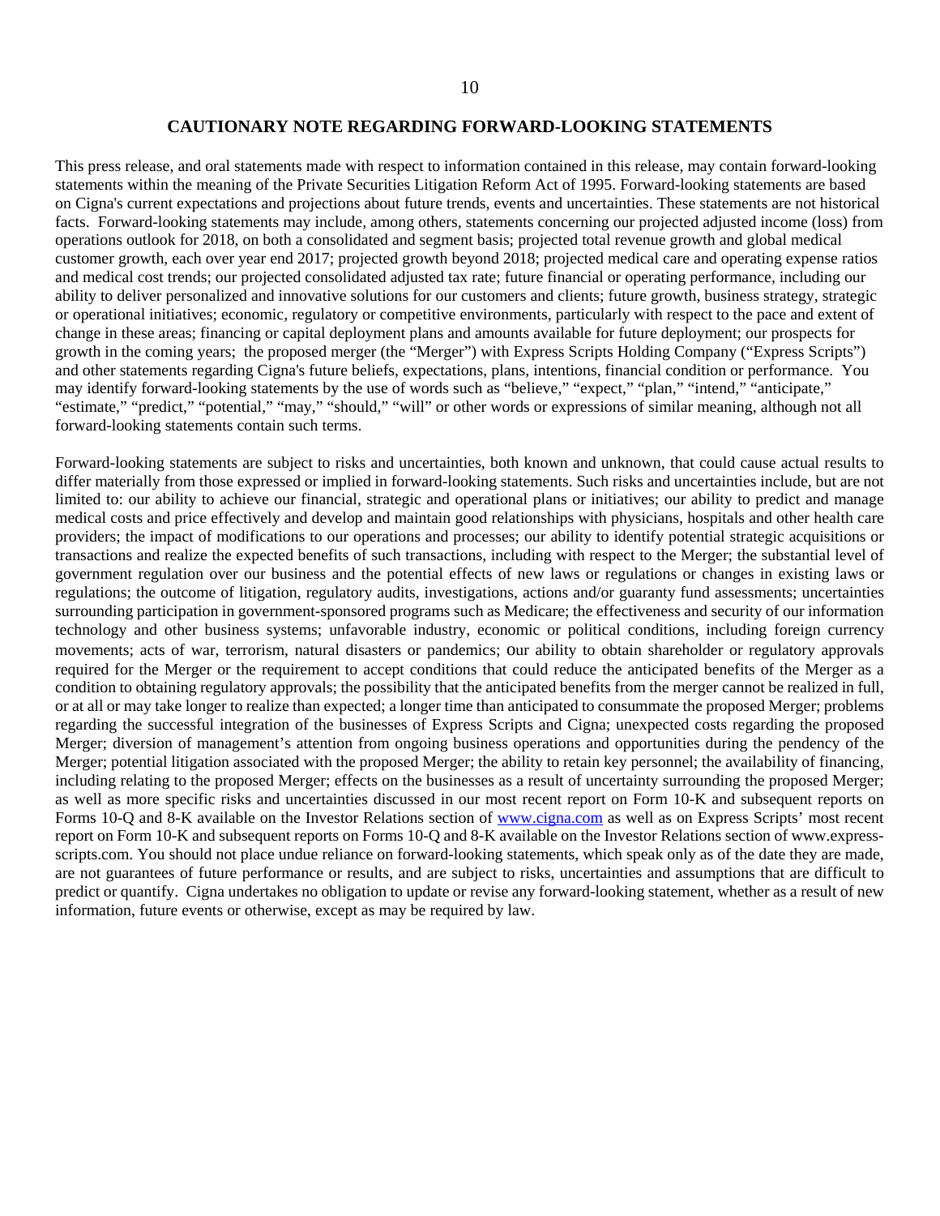## CAUTIONARY NOTE REGARDING FORWARD-LOOKING STATEMENTS

This press release, and oral statements made with respect to information contained in this release, may contain forward-looking statements within the meaning of the Private Securities Litigation Reform Act of 1995. Forward-looking statements are based on Cigna's current expectations and projections about future trends, events and uncertainties. These statements are not historical facts. Forward-looking statements may include, among others, statements concerning our projected adjusted income (loss) from operations outlook for 2018, on both a consolidated and segment basis; projected total revenue growth and global medical customer growth, each over year end 2017; projected growth beyond 2018; projected medical care and operating expense ratios and medical cost trends; our projected consolidated adjusted tax rate; future financial or operating performance, including our ability to deliver personalized and innovative solutions for our customers and clients; future growth, business strategy, strategic or operational initiatives; economic, regulatory or competitive environments, particularly with respect to the pace and extent of change in these areas; financing or capital deployment plans and amounts available for future deployment; our prospects for growth in the coming years; the proposed merger (the "Merger") with Express Scripts Holding Company ("Express Scripts") and other statements regarding Cigna's future beliefs, expectations, plans, intentions, financial condition or performance. You may identify forward-looking statements by the use of words such as "believe," "expect," "plan," "intend," "anticipate," "estimate," "predict," "potential," "may," "should," "will" or other words or expressions of similar meaning, although not all forward-looking statements contain such terms.

Forward-looking statements are subject to risks and uncertainties, both known and unknown, that could cause actual results to differ materially from those expressed or implied in forward-looking statements. Such risks and uncertainties include, but are not limited to: our ability to achieve our financial, strategic and operational plans or initiatives; our ability to predict and manage medical costs and price effectively and develop and maintain good relationships with physicians, hospitals and other health care providers; the impact of modifications to our operations and processes; our ability to identify potential strategic acquisitions or transactions and realize the expected benefits of such transactions, including with respect to the Merger; the substantial level of government regulation over our business and the potential effects of new laws or regulations or changes in existing laws or regulations; the outcome of litigation, regulatory audits, investigations, actions and/or guaranty fund assessments; uncertainties surrounding participation in government-sponsored programs such as Medicare; the effectiveness and security of our information technology and other business systems; unfavorable industry, economic or political conditions, including foreign currency movements; acts of war, terrorism, natural disasters or pandemics; our ability to obtain shareholder or regulatory approvals required for the Merger or the requirement to accept conditions that could reduce the anticipated benefits of the Merger as a condition to obtaining regulatory approvals; the possibility that the anticipated benefits from the merger cannot be realized in full, or at all or may take longer to realize than expected; a longer time than anticipated to consummate the proposed Merger; problems regarding the successful integration of the businesses of Express Scripts and Cigna; unexpected costs regarding the proposed Merger; diversion of management's attention from ongoing business operations and opportunities during the pendency of the Merger; potential litigation associated with the proposed Merger; the ability to retain key personnel; the availability of financing, including relating to the proposed Merger; effects on the businesses as a result of uncertainty surrounding the proposed Merger; as well as more specific risks and uncertainties discussed in our most recent report on Form 10-K and subsequent reports on Forms 10-Q and 8-K available on the Investor Relations section of www.cigna.com as well as on Express Scripts' most recent report on Form 10-K and subsequent reports on Forms 10-Q and 8-K available on the Investor Relations section of www.express-scripts.com. You should not place undue reliance on forward-looking statements, which speak only as of the date they are made, are not guarantees of future performance or results, and are subject to risks, uncertainties and assumptions that are difficult to predict or quantify. Cigna undertakes no obligation to update or revise any forward-looking statement, whether as a result of new information, future events or otherwise, except as may be required by law.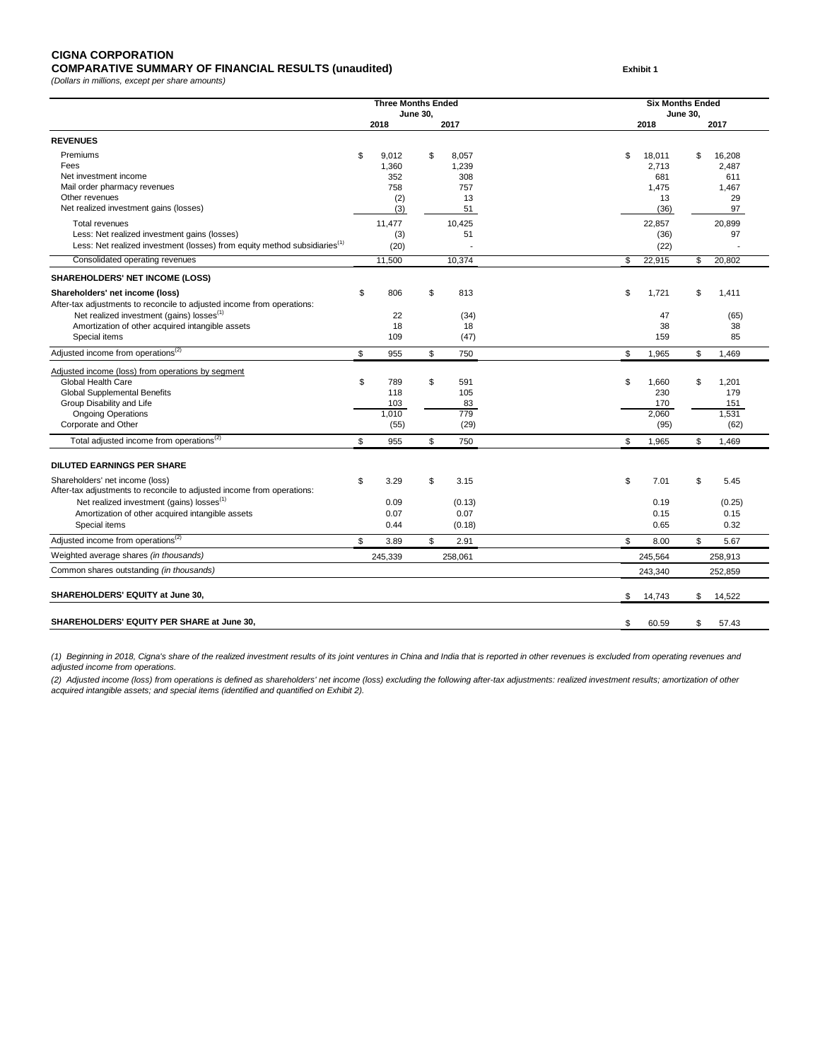**CIGNA CORPORATION**
**COMPARATIVE SUMMARY OF FINANCIAL RESULTS (unaudited)** **Exhibit 1**
*(Dollars in millions, except per share amounts)*

| | Three Months Ended June 30, | | Six Months Ended June 30, | |
|---|---|---|---|---|
| | 2018 | 2017 | 2018 | 2017 |
| **REVENUES** | | | | |
| Premiums | $ 9,012 | $ 8,057 | $ 18,011 | $ 16,208 |
| Fees | 1,360 | 1,239 | 2,713 | 2,487 |
| Net investment income | 352 | 308 | 681 | 611 |
| Mail order pharmacy revenues | 758 | 757 | 1,475 | 1,467 |
| Other revenues | (2) | 13 | 13 | 29 |
| Net realized investment gains (losses) | (3) | 51 | (36) | 97 |
| Total revenues | 11,477 | 10,425 | 22,857 | 20,899 |
| Less: Net realized investment gains (losses) | (3) | 51 | (36) | 97 |
| Less: Net realized investment (losses) from equity method subsidiaries[(1)] | (20) | - | (22) | - |
| Consolidated operating revenues | 11,500 | 10,374 | $ 22,915 | $ 20,802 |
| **SHAREHOLDERS' NET INCOME (LOSS)** | | | | |
| **Shareholders' net income (loss)** | $ 806 | $ 813 | $ 1,721 | $ 1,411 |
| After-tax adjustments to reconcile to adjusted income from operations: | | | | |
| Net realized investment (gains) losses[(1)] | 22 | (34) | 47 | (65) |
| Amortization of other acquired intangible assets | 18 | 18 | 38 | 38 |
| Special items | 109 | (47) | 159 | 85 |
| Adjusted income from operations[(2)] | $ 955 | $ 750 | $ 1,965 | $ 1,469 |
| Adjusted income (loss) from operations by segment | | | | |
| Global Health Care | $ 789 | $ 591 | $ 1,660 | $ 1,201 |
| Global Supplemental Benefits | 118 | 105 | 230 | 179 |
| Group Disability and Life | 103 | 83 | 170 | 151 |
| Ongoing Operations | 1,010 | 779 | 2,060 | 1,531 |
| Corporate and Other | (55) | (29) | (95) | (62) |
| Total adjusted income from operations[(2)] | $ 955 | $ 750 | $ 1,965 | $ 1,469 |
| **DILUTED EARNINGS PER SHARE** | | | | |
| Shareholders' net income (loss) | $ 3.29 | $ 3.15 | $ 7.01 | $ 5.45 |
| After-tax adjustments to reconcile to adjusted income from operations: | | | | |
| Net realized investment (gains) losses[(1)] | 0.09 | (0.13) | 0.19 | (0.25) |
| Amortization of other acquired intangible assets | 0.07 | 0.07 | 0.15 | 0.15 |
| Special items | 0.44 | (0.18) | 0.65 | 0.32 |
| Adjusted income from operations[(2)] | $ 3.89 | $ 2.91 | $ 8.00 | $ 5.67 |
| Weighted average shares *(in thousands)* | 245,339 | 258,061 | 245,564 | 258,913 |
| Common shares outstanding *(in thousands)* | | | 243,340 | 252,859 |
| **SHAREHOLDERS' EQUITY at June 30,** | | | $ 14,743 | $ 14,522 |
| **SHAREHOLDERS' EQUITY PER SHARE at June 30,** | | | $ 60.59 | $ 57.43 |

*(1) Beginning in 2018, Cigna's share of the realized investment results of its joint ventures in China and India that is reported in other revenues is excluded from operating revenues and adjusted income from operations.*

*(2) Adjusted income (loss) from operations is defined as shareholders' net income (loss) excluding the following after-tax adjustments: realized investment results; amortization of other acquired intangible assets; and special items (identified and quantified on Exhibit 2).*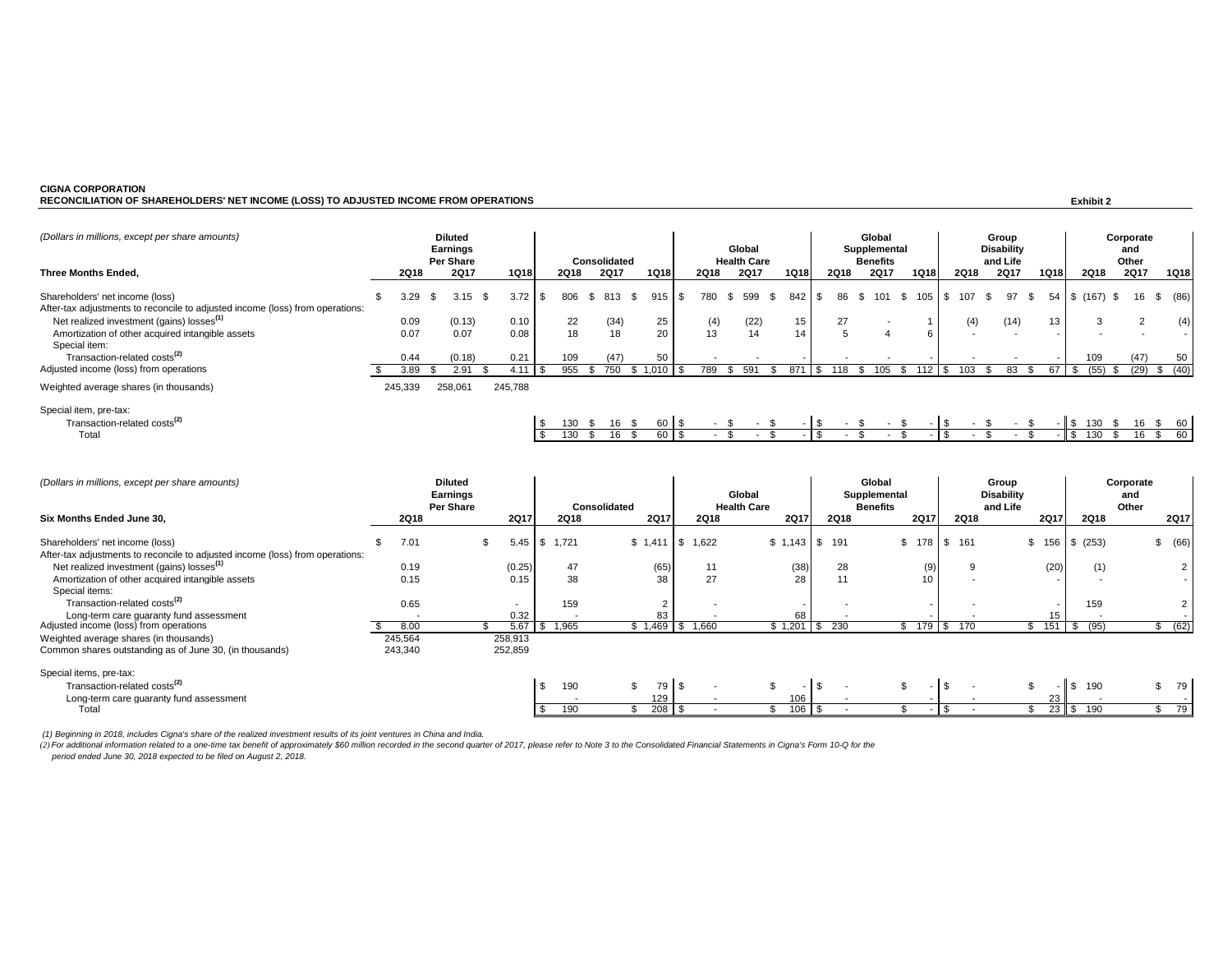**CIGNA CORPORATION**
**RECONCILIATION OF SHAREHOLDERS' NET INCOME (LOSS) TO ADJUSTED INCOME FROM OPERATIONS**

**Exhibit 2**

| *(Dollars in millions, except per share amounts)* | Diluted Earnings Per Share | | | Consolidated | | | Global Health Care | | | Global Supplemental Benefits | | | Group Disability and Life | | | Corporate and Other | | |
|---|---|---|---|---|---|---|---|---|---|---|---|---|---|---|---|---|---|---|
| **Three Months Ended,** | **2Q18** | **2Q17** | **1Q18** | **2Q18** | **2Q17** | **1Q18** | **2Q18** | **2Q17** | **1Q18** | **2Q18** | **2Q17** | **1Q18** | **2Q18** | **2Q17** | **1Q18** | **2Q18** | **2Q17** | **1Q18** |
| Shareholders' net income (loss) | $ 3.29 | $ 3.15 | $ 3.72 | $ 806 | $ 813 | $ 915 | $ 780 | $ 599 | $ 842 | $ 86 | $ 101 | $ 105 | $ 107 | $ 97 | $ 54 | $ (167) | $ 16 | $ (86) |
| After-tax adjustments to reconcile to adjusted income (loss) from operations: | | | | | | | | | | | | | | | | | | |
| Net realized investment (gains) losses[1] | 0.09 | (0.13) | 0.10 | 22 | (34) | 25 | (4) | (22) | 15 | 27 | - | 1 | (4) | (14) | 13 | 3 | 2 | (4) |
| Amortization of other acquired intangible assets | 0.07 | 0.07 | 0.08 | 18 | 18 | 20 | 13 | 14 | 14 | 5 | 4 | 6 | - | - | - | - | - | - |
| Special item: | | | | | | | | | | | | | | | | | | |
| Transaction-related costs[2] | 0.44 | (0.18) | 0.21 | 109 | (47) | 50 | - | - | - | - | - | - | - | - | - | 109 | (47) | 50 |
| Adjusted income (loss) from operations | $ 3.89 | $ 2.91 | $ 4.11 | $ 955 | $ 750 | $ 1,010 | $ 789 | $ 591 | $ 871 | $ 118 | $ 105 | $ 112 | $ 103 | $ 83 | $ 67 | $ (55) | $ (29) | $ (40) |
| Weighted average shares (in thousands) | 245,339 | 258,061 | 245,788 | | | | | | | | | | | | | | | |
| Special item, pre-tax: | | | | | | | | | | | | | | | | | | |
| Transaction-related costs[2] | | | | $ 130 | $ 16 | $ 60 | $ - | $ - | $ - | $ - | $ - | $ - | $ - | $ - | $ - | $ 130 | $ 16 | $ 60 |
| Total | | | | $ 130 | $ 16 | $ 60 | $ - | $ - | $ - | $ - | $ - | $ - | $ - | $ - | $ - | $ 130 | $ 16 | $ 60 |

| *(Dollars in millions, except per share amounts)* | Diluted Earnings Per Share | | Consolidated | | Global Health Care | | Global Supplemental Benefits | | Group Disability and Life | | Corporate and Other | |
|---|---|---|---|---|---|---|---|---|---|---|---|---|
| **Six Months Ended June 30,** | **2Q18** | **2Q17** | **2Q18** | **2Q17** | **2Q18** | **2Q17** | **2Q18** | **2Q17** | **2Q18** | **2Q17** | **2Q18** | **2Q17** |
| Shareholders' net income (loss) | $ 7.01 | $ 5.45 | $ 1,721 | $ 1,411 | $ 1,622 | $ 1,143 | $ 191 | $ 178 | $ 161 | $ 156 | $ (253) | $ (66) |
| After-tax adjustments to reconcile to adjusted income (loss) from operations: | | | | | | | | | | | | |
| Net realized investment (gains) losses[1] | 0.19 | (0.25) | 47 | (65) | 11 | (38) | 28 | (9) | 9 | (20) | (1) | 2 |
| Amortization of other acquired intangible assets | 0.15 | 0.15 | 38 | 38 | 27 | 28 | 11 | 10 | - | - | - | - |
| Special items: | | | | | | | | | | | | |
| Transaction-related costs[2] | 0.65 | - | 159 | 2 | - | - | - | - | - | - | 159 | 2 |
| Long-term care guaranty fund assessment | - | 0.32 | - | 83 | - | 68 | - | - | - | 15 | - | - |
| Adjusted income (loss) from operations | $ 8.00 | $ 5.67 | $ 1,965 | $ 1,469 | $ 1,660 | $ 1,201 | $ 230 | $ 179 | $ 170 | $ 151 | $ (95) | $ (62) |
| Weighted average shares (in thousands) | 245,564 | 258,913 | | | | | | | | | | |
| Common shares outstanding as of June 30, (in thousands) | 243,340 | 252,859 | | | | | | | | | | |
| Special items, pre-tax: | | | | | | | | | | | | |
| Transaction-related costs[2] | | | $ 190 | $ 79 | $ - | $ - | $ - | $ - | $ - | $ - | $ 190 | $ 79 |
| Long-term care guaranty fund assessment | | | - | 129 | - | 106 | - | - | - | 23 | - | - |
| Total | | | $ 190 | $ 208 | $ - | $ 106 | $ - | $ - | $ - | $ 23 | $ 190 | $ 79 |

*(1) Beginning in 2018, includes Cigna's share of the realized investment results of its joint ventures in China and India.*

*(2) For additional information related to a one-time tax benefit of approximately $60 million recorded in the second quarter of 2017, please refer to Note 3 to the Consolidated Financial Statements in Cigna's Form 10-Q for the period ended June 30, 2018 expected to be filed on August 2, 2018.*